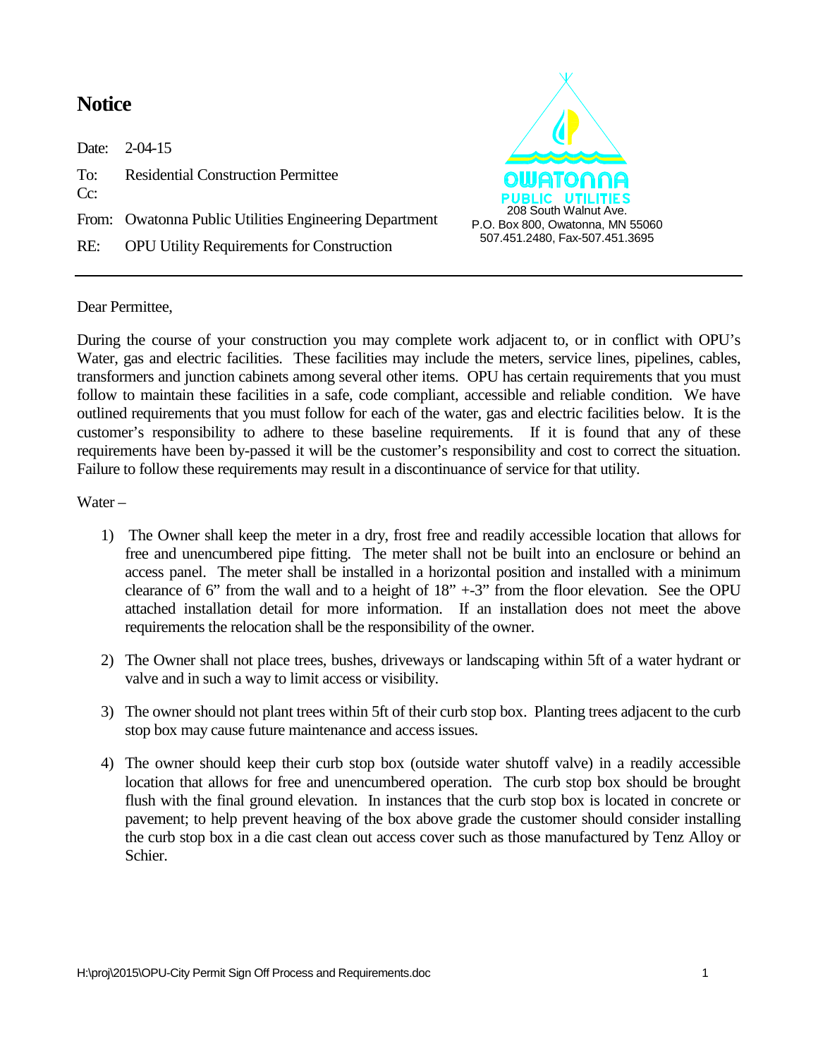# Notice

Date: 2-04-15

To: Residential Construction Permittee

Cc:

From: Owatonna Public Utilities Engineering Department

RE: OPU Utility Requirements for Construction

OWATONNA PUBLIC UTILITIES
208 South Walnut Ave.
P.O. Box 800, Owatonna, MN 55060
507.451.2480, Fax-507.451.3695

---

Dear Permittee,

During the course of your construction you may complete work adjacent to, or in conflict with OPU's Water, gas and electric facilities. These facilities may include the meters, service lines, pipelines, cables, transformers and junction cabinets among several other items. OPU has certain requirements that you must follow to maintain these facilities in a safe, code compliant, accessible and reliable condition. We have outlined requirements that you must follow for each of the water, gas and electric facilities below. It is the customer's responsibility to adhere to these baseline requirements. If it is found that any of these requirements have been by-passed it will be the customer's responsibility and cost to correct the situation. Failure to follow these requirements may result in a discontinuance of service for that utility.

Water –

1) The Owner shall keep the meter in a dry, frost free and readily accessible location that allows for free and unencumbered pipe fitting. The meter shall not be built into an enclosure or behind an access panel. The meter shall be installed in a horizontal position and installed with a minimum clearance of 6" from the wall and to a height of 18" +-3" from the floor elevation. See the OPU attached installation detail for more information. If an installation does not meet the above requirements the relocation shall be the responsibility of the owner.

2) The Owner shall not place trees, bushes, driveways or landscaping within 5ft of a water hydrant or valve and in such a way to limit access or visibility.

3) The owner should not plant trees within 5ft of their curb stop box. Planting trees adjacent to the curb stop box may cause future maintenance and access issues.

4) The owner should keep their curb stop box (outside water shutoff valve) in a readily accessible location that allows for free and unencumbered operation. The curb stop box should be brought flush with the final ground elevation. In instances that the curb stop box is located in concrete or pavement; to help prevent heaving of the box above grade the customer should consider installing the curb stop box in a die cast clean out access cover such as those manufactured by Tenz Alloy or Schier.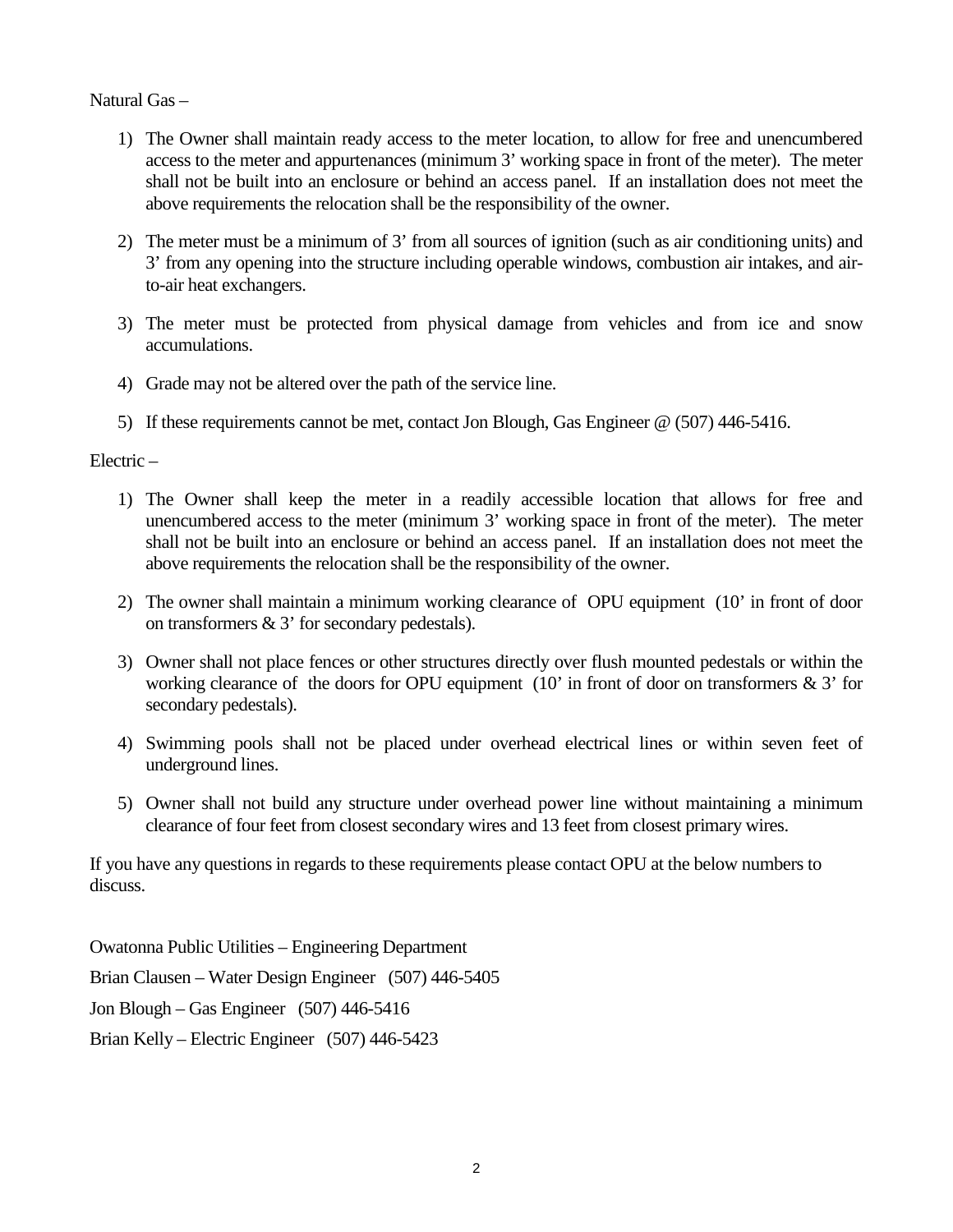Natural Gas –

1) The Owner shall maintain ready access to the meter location, to allow for free and unencumbered access to the meter and appurtenances (minimum 3' working space in front of the meter). The meter shall not be built into an enclosure or behind an access panel. If an installation does not meet the above requirements the relocation shall be the responsibility of the owner.

2) The meter must be a minimum of 3' from all sources of ignition (such as air conditioning units) and 3' from any opening into the structure including operable windows, combustion air intakes, and air-to-air heat exchangers.

3) The meter must be protected from physical damage from vehicles and from ice and snow accumulations.

4) Grade may not be altered over the path of the service line.

5) If these requirements cannot be met, contact Jon Blough, Gas Engineer @ (507) 446-5416.

Electric –

1) The Owner shall keep the meter in a readily accessible location that allows for free and unencumbered access to the meter (minimum 3' working space in front of the meter). The meter shall not be built into an enclosure or behind an access panel. If an installation does not meet the above requirements the relocation shall be the responsibility of the owner.

2) The owner shall maintain a minimum working clearance of OPU equipment (10' in front of door on transformers & 3' for secondary pedestals).

3) Owner shall not place fences or other structures directly over flush mounted pedestals or within the working clearance of the doors for OPU equipment (10' in front of door on transformers & 3' for secondary pedestals).

4) Swimming pools shall not be placed under overhead electrical lines or within seven feet of underground lines.

5) Owner shall not build any structure under overhead power line without maintaining a minimum clearance of four feet from closest secondary wires and 13 feet from closest primary wires.

If you have any questions in regards to these requirements please contact OPU at the below numbers to discuss.

Owatonna Public Utilities – Engineering Department

Brian Clausen – Water Design Engineer (507) 446-5405

Jon Blough – Gas Engineer (507) 446-5416

Brian Kelly – Electric Engineer (507) 446-5423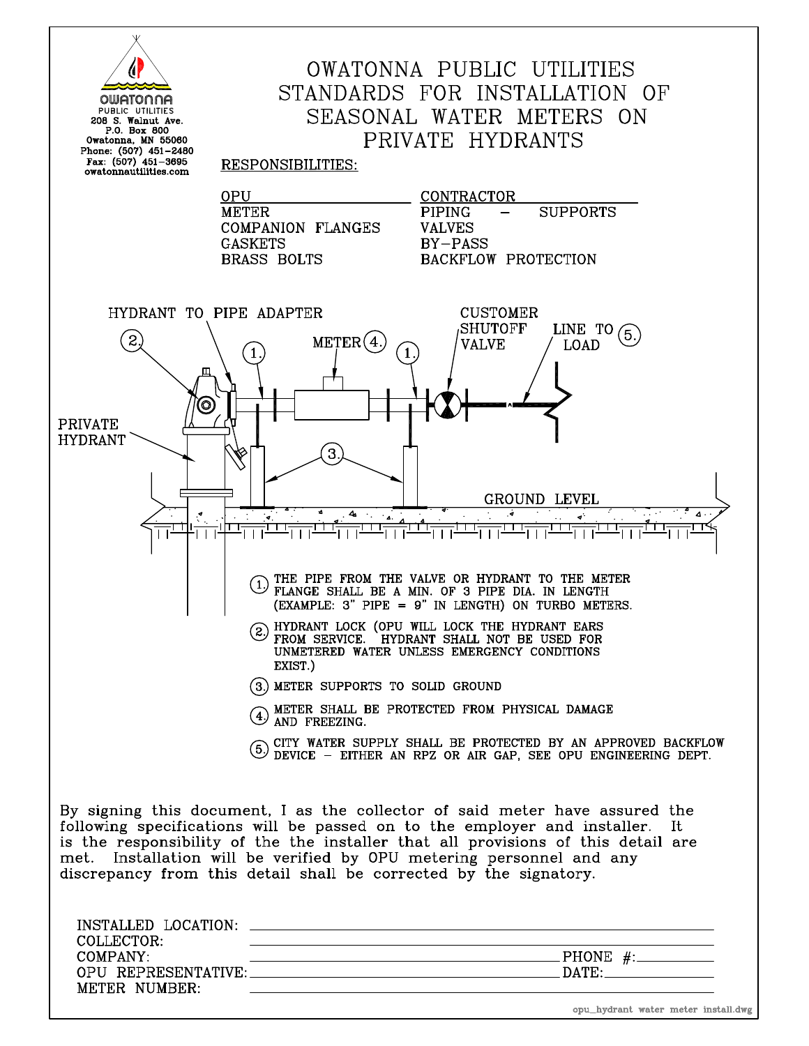OWATONNA PUBLIC UTILITIES
208 S. Walnut Ave.
P.O. Box 800
Owatonna, MN 55060
Phone: (507) 451-2480
Fax: (507) 451-3695
owatonnautilities.com

# OWATONNA PUBLIC UTILITIES STANDARDS FOR INSTALLATION OF SEASONAL WATER METERS ON PRIVATE HYDRANTS

## RESPONSIBILITIES:

| OPU | CONTRACTOR |
|---|---|
| METER | PIPING – SUPPORTS |
| COMPANION FLANGES | VALVES |
| GASKETS | BY-PASS |
| BRASS BOLTS | BACKFLOW PROTECTION |

HYDRANT TO PIPE ADAPTER

METER (4.)

CUSTOMER SHUTOFF VALVE

LINE TO LOAD (5.)

PRIVATE HYDRANT

GROUND LEVEL

1. THE PIPE FROM THE VALVE OR HYDRANT TO THE METER FLANGE SHALL BE A MIN. OF 3 PIPE DIA. IN LENGTH (EXAMPLE: 3" PIPE = 9" IN LENGTH) ON TURBO METERS.
2. HYDRANT LOCK (OPU WILL LOCK THE HYDRANT EARS FROM SERVICE. HYDRANT SHALL NOT BE USED FOR UNMETERED WATER UNLESS EMERGENCY CONDITIONS EXIST.)
3. METER SUPPORTS TO SOLID GROUND
4. METER SHALL BE PROTECTED FROM PHYSICAL DAMAGE AND FREEZING.
5. CITY WATER SUPPLY SHALL BE PROTECTED BY AN APPROVED BACKFLOW DEVICE – EITHER AN RPZ OR AIR GAP, SEE OPU ENGINEERING DEPT.

By signing this document, I as the collector of said meter have assured the following specifications will be passed on to the employer and installer. It is the responsibility of the the installer that all provisions of this detail are met. Installation will be verified by OPU metering personnel and any discrepancy from this detail shall be corrected by the signatory.

INSTALLED LOCATION: ______________________

COLLECTOR: ______________________

COMPANY: ______________________ PHONE #: __________

OPU REPRESENTATIVE: ______________________ DATE: __________

METER NUMBER: ______________________

opu_hydrant water meter install.dwg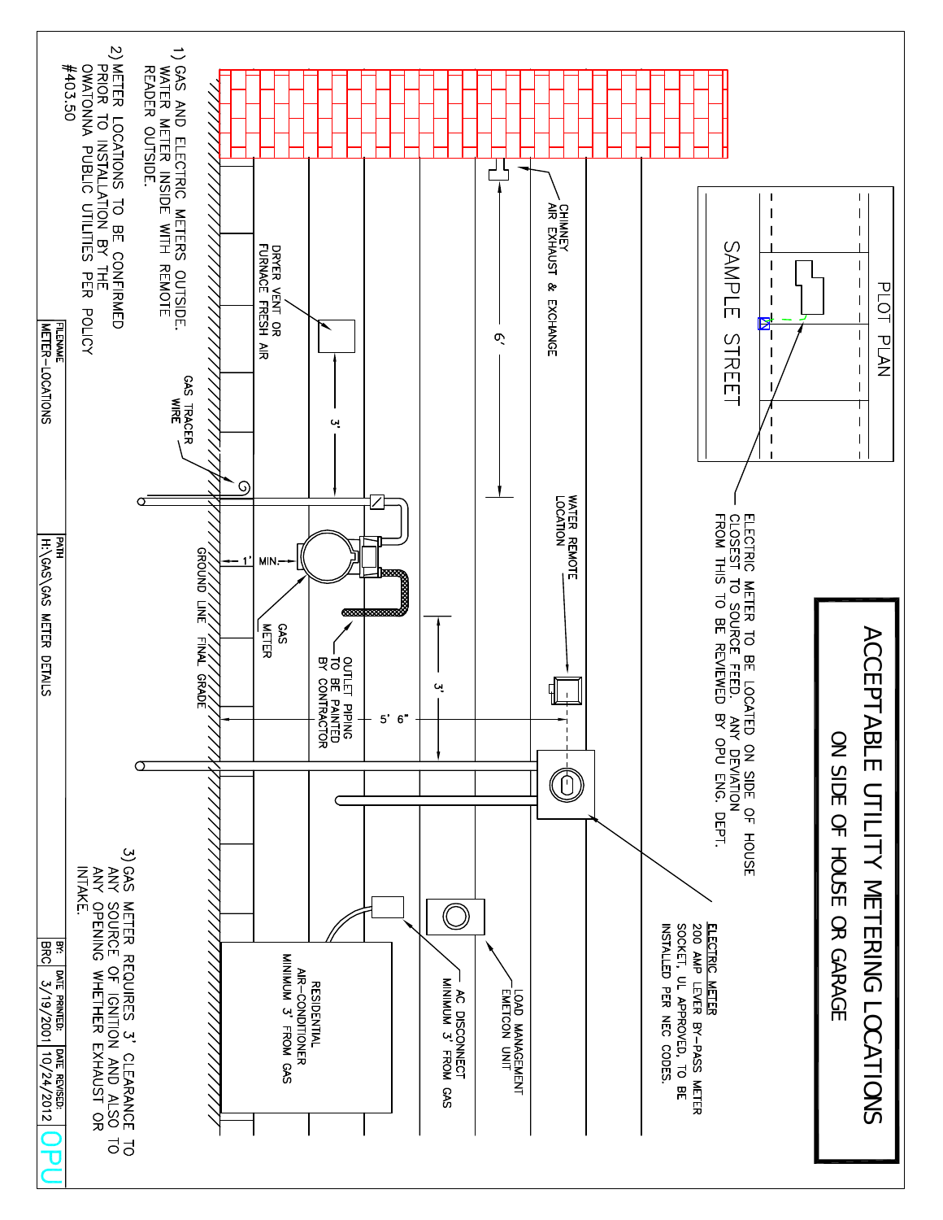# ACCEPTABLE UTILITY METERING LOCATIONS

## ON SIDE OF HOUSE OR GARAGE

PLOT PLAN

SAMPLE STREET

ELECTRIC METER TO BE LOCATED ON SIDE OF HOUSE CLOSEST TO SOURCE FEED. ANY DEVIATION FROM THIS TO BE REVIEWED BY OPU ENG. DEPT.

**ELECTRIC METER**
200 AMP LEVER BY-PASS METER SOCKET, UL APPROVED, TO BE INSTALLED PER NEC CODES.

CHIMNEY AIR EXHAUST & EXCHANGE

6'

WATER REMOTE LOCATION

3'

5' 6"

DRYER VENT OR FURNACE FRESH AIR

3'

GAS TRACER WIRE

1' MIN.

GROUND LINE FINAL GRADE

GAS METER

OUTLET PIPING TO BE PAINTED BY CONTRACTOR

LOAD MANAGEMENT EMETCON UNIT

AC DISCONNECT MINIMUM 3' FROM GAS

RESIDENTIAL AIR-CONDITIONER MINIMUM 3' FROM GAS

1) GAS AND ELECTRIC METERS OUTSIDE. WATER METER INSIDE WITH REMOTE READER OUTSIDE.

2) METER LOCATIONS TO BE CONFIRMED PRIOR TO INSTALLATION BY THE OWATONNA PUBLIC UTILITIES PER POLICY #403.50

3) GAS METER REQUIRES 3' CLEARANCE TO ANY SOURCE OF IGNITION AND ALSO TO ANY OPENING WHETHER EXHAUST OR INTAKE.

| FILENAME | PATH | BY: | DATE PRINTED: | DATE REVISED: | |
|---|---|---|---|---|---|
| METER-LOCATIONS | H:\GAS\GAS METER DETAILS | BRC | 3/19/2001 | 10/24/2012 | OPU |